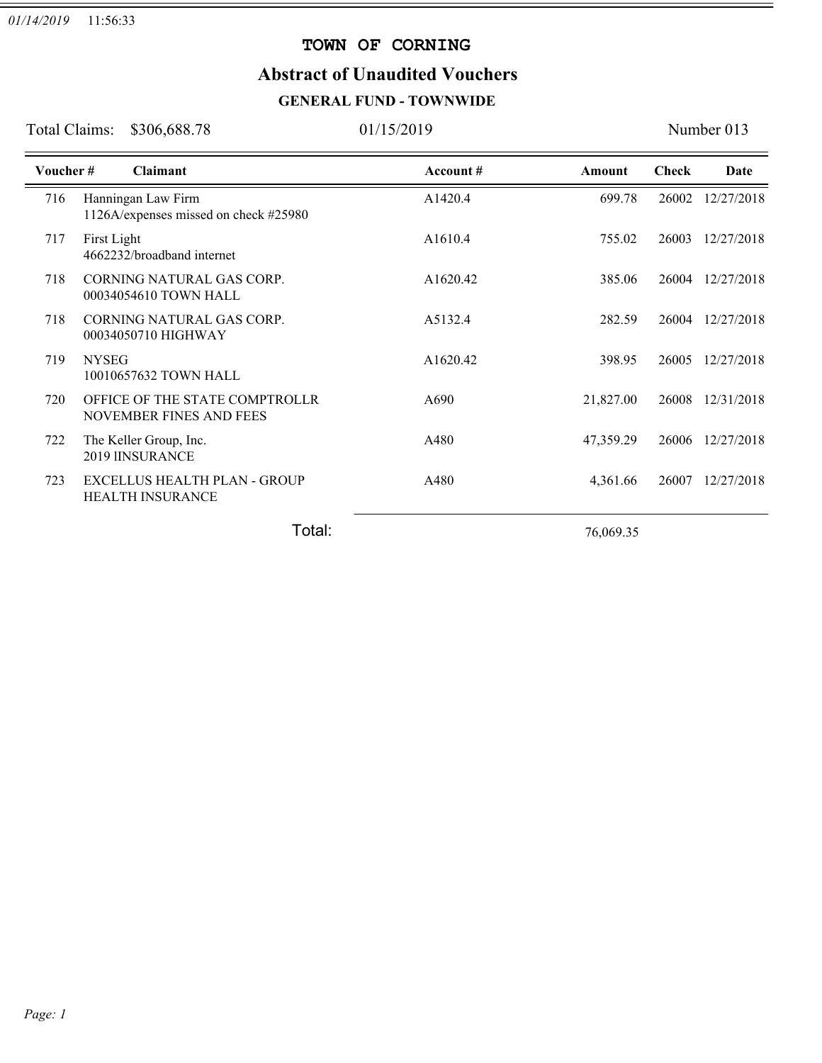01/14/2019 11:56:33

# TOWN OF CORNING

## Abstract of Unaudited Vouchers

### GENERAL FUND - TOWNWIDE

Total Claims: $306,688.78 | 01/15/2019 | Number 013

| Voucher # | Claimant | Account # | Amount | Check | Date |
|---|---|---|---|---|---|
| 716 | Hanningan Law Firm<br>1126A/expenses missed on check #25980 | A1420.4 | 699.78 | 26002 | 12/27/2018 |
| 717 | First Light<br>4662232/broadband internet | A1610.4 | 755.02 | 26003 | 12/27/2018 |
| 718 | CORNING NATURAL GAS CORP.<br>00034054610 TOWN HALL | A1620.42 | 385.06 | 26004 | 12/27/2018 |
| 718 | CORNING NATURAL GAS CORP.<br>00034050710 HIGHWAY | A5132.4 | 282.59 | 26004 | 12/27/2018 |
| 719 | NYSEG<br>10010657632 TOWN HALL | A1620.42 | 398.95 | 26005 | 12/27/2018 |
| 720 | OFFICE OF THE STATE COMPTROLLR<br>NOVEMBER FINES AND FEES | A690 | 21,827.00 | 26008 | 12/31/2018 |
| 722 | The Keller Group, Inc.<br>2019 lINSURANCE | A480 | 47,359.29 | 26006 | 12/27/2018 |
| 723 | EXCELLUS HEALTH PLAN - GROUP<br>HEALTH INSURANCE | A480 | 4,361.66 | 26007 | 12/27/2018 |
| | **Total:** | | 76,069.35 | | |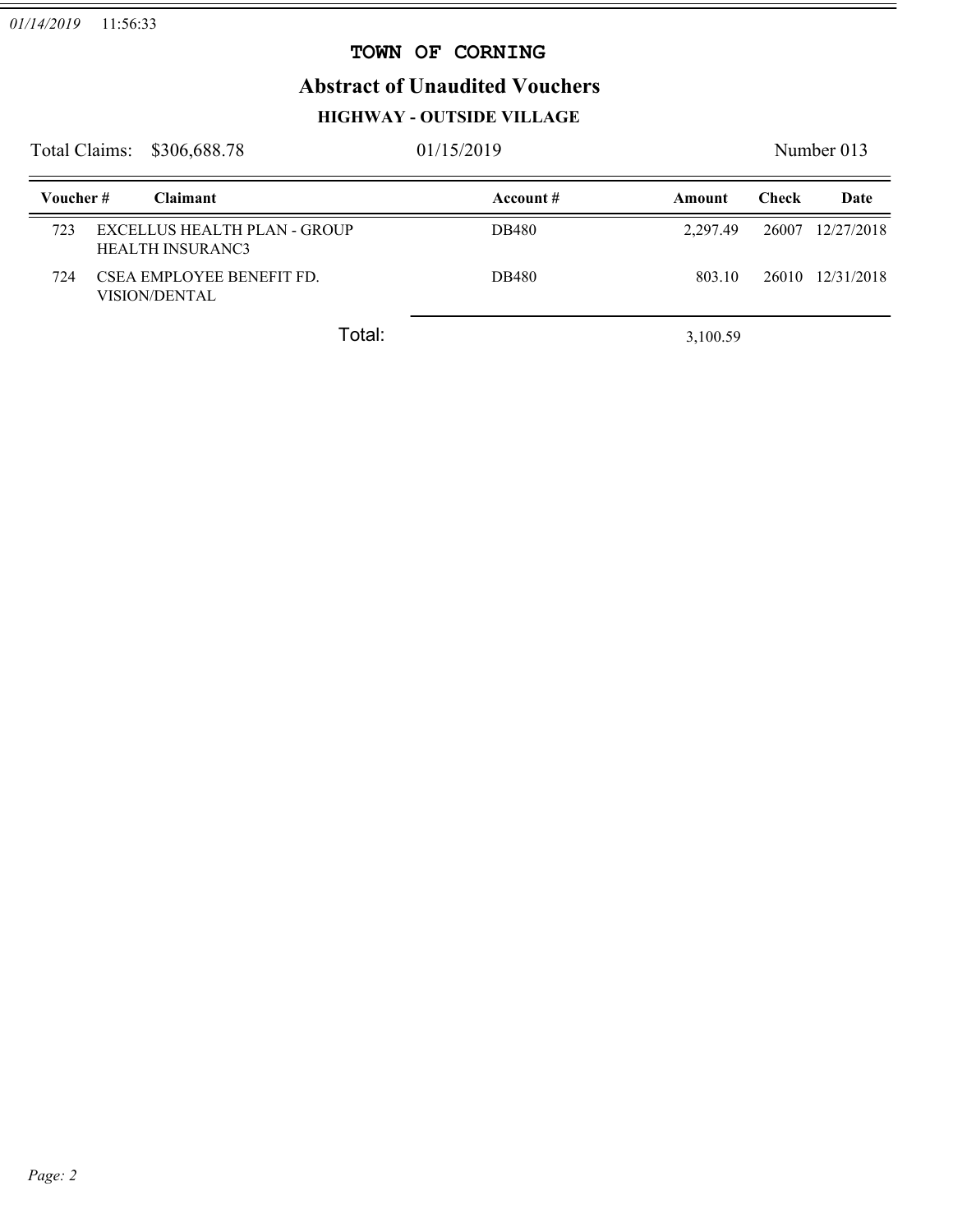# TOWN OF CORNING

## Abstract of Unaudited Vouchers

### HIGHWAY - OUTSIDE VILLAGE

Total Claims: $306,688.78 01/15/2019 Number 013

| Voucher # | Claimant | Account # | Amount | Check | Date |
|---|---|---|---|---|---|
| 723 | EXCELLUS HEALTH PLAN - GROUP HEALTH INSURANC3 | DB480 | 2,297.49 | 26007 | 12/27/2018 |
| 724 | CSEA EMPLOYEE BENEFIT FD. VISION/DENTAL | DB480 | 803.10 | 26010 | 12/31/2018 |
| | Total: | | 3,100.59 | | |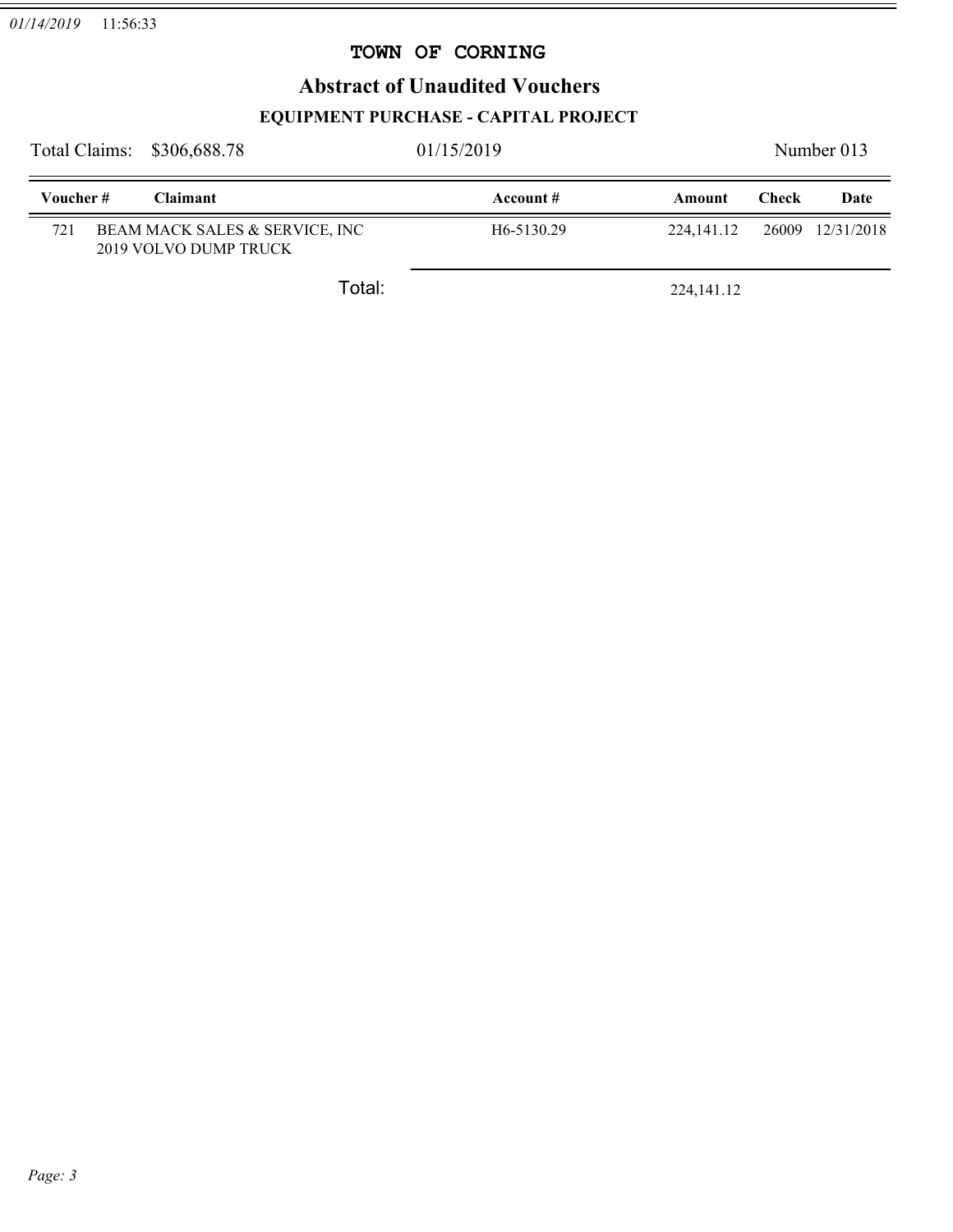01/14/2019 11:56:33

# TOWN OF CORNING

## Abstract of Unaudited Vouchers

### EQUIPMENT PURCHASE - CAPITAL PROJECT

Total Claims: $306,688.78 01/15/2019 Number 013

| Voucher # | Claimant | Account # | Amount | Check | Date |
|---|---|---|---|---|---|
| 721 | BEAM MACK SALES & SERVICE, INC<br>2019 VOLVO DUMP TRUCK | H6-5130.29 | 224,141.12 | 26009 | 12/31/2018 |
| | Total: | | 224,141.12 | | |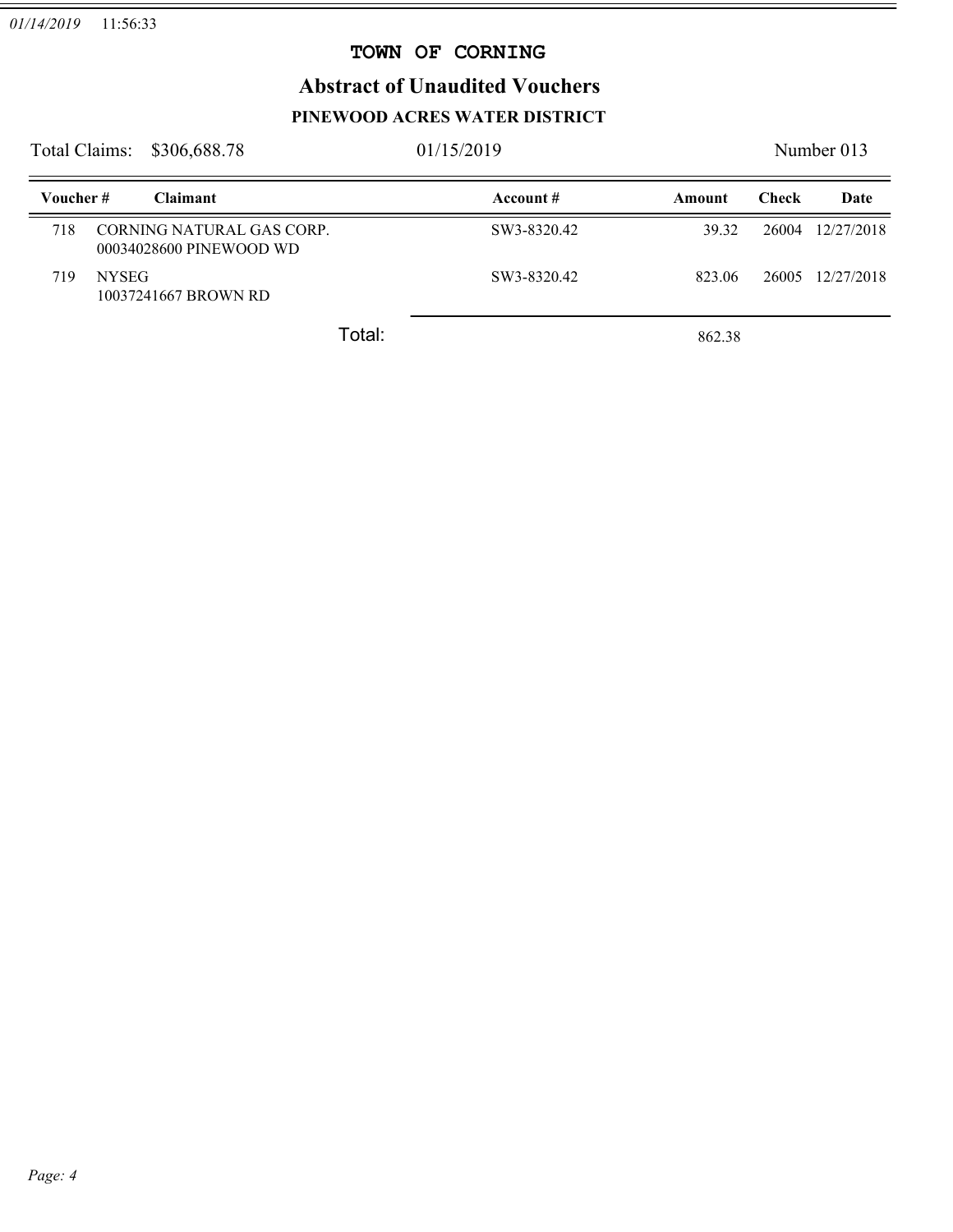# TOWN OF CORNING

## Abstract of Unaudited Vouchers

### PINEWOOD ACRES WATER DISTRICT

Total Claims: $306,688.78 | 01/15/2019 | Number 013

| Voucher # | Claimant | Account # | Amount | Check | Date |
|---|---|---|---|---|---|
| 718 | CORNING NATURAL GAS CORP.<br>00034028600 PINEWOOD WD | SW3-8320.42 | 39.32 | 26004 | 12/27/2018 |
| 719 | NYSEG<br>10037241667 BROWN RD | SW3-8320.42 | 823.06 | 26005 | 12/27/2018 |
| | Total: | | 862.38 | | |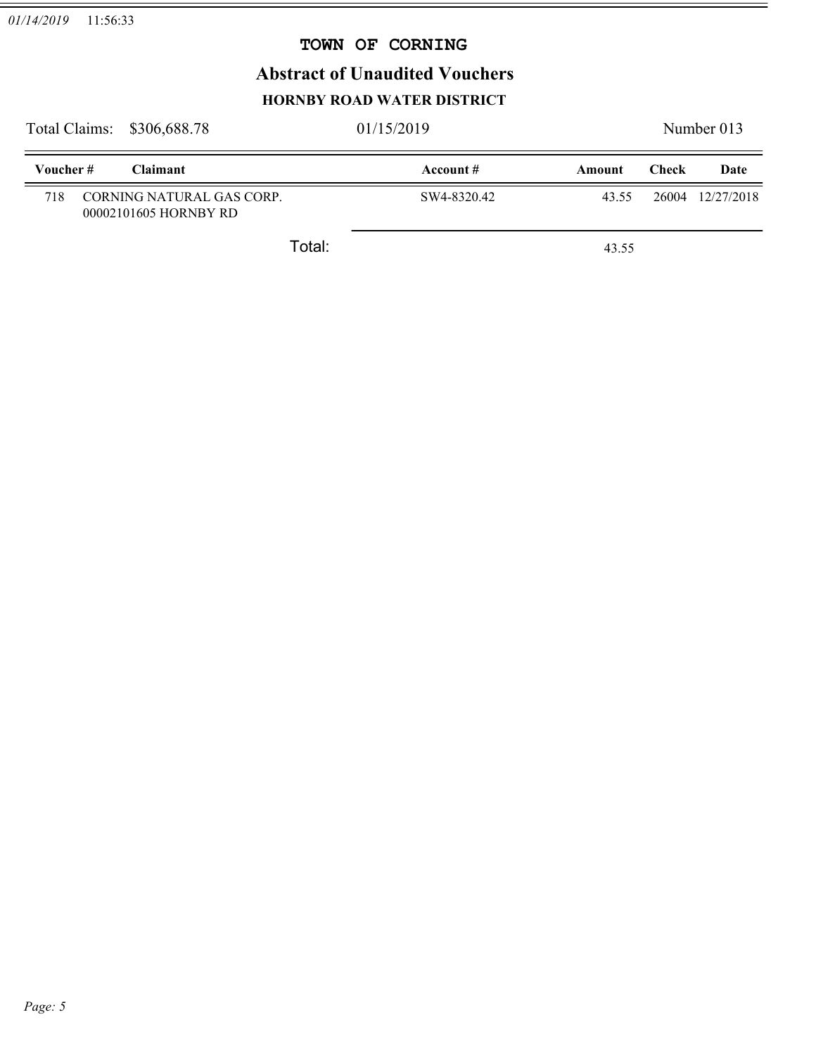01/14/2019 11:56:33

# TOWN OF CORNING

## Abstract of Unaudited Vouchers

### HORNBY ROAD WATER DISTRICT

Total Claims: $306,688.78 | 01/15/2019 | Number 013

| Voucher # | Claimant | Account # | Amount | Check | Date |
|---|---|---|---|---|---|
| 718 | CORNING NATURAL GAS CORP.<br>00002101605 HORNBY RD | SW4-8320.42 | 43.55 | 26004 | 12/27/2018 |
| | Total: | | 43.55 | | |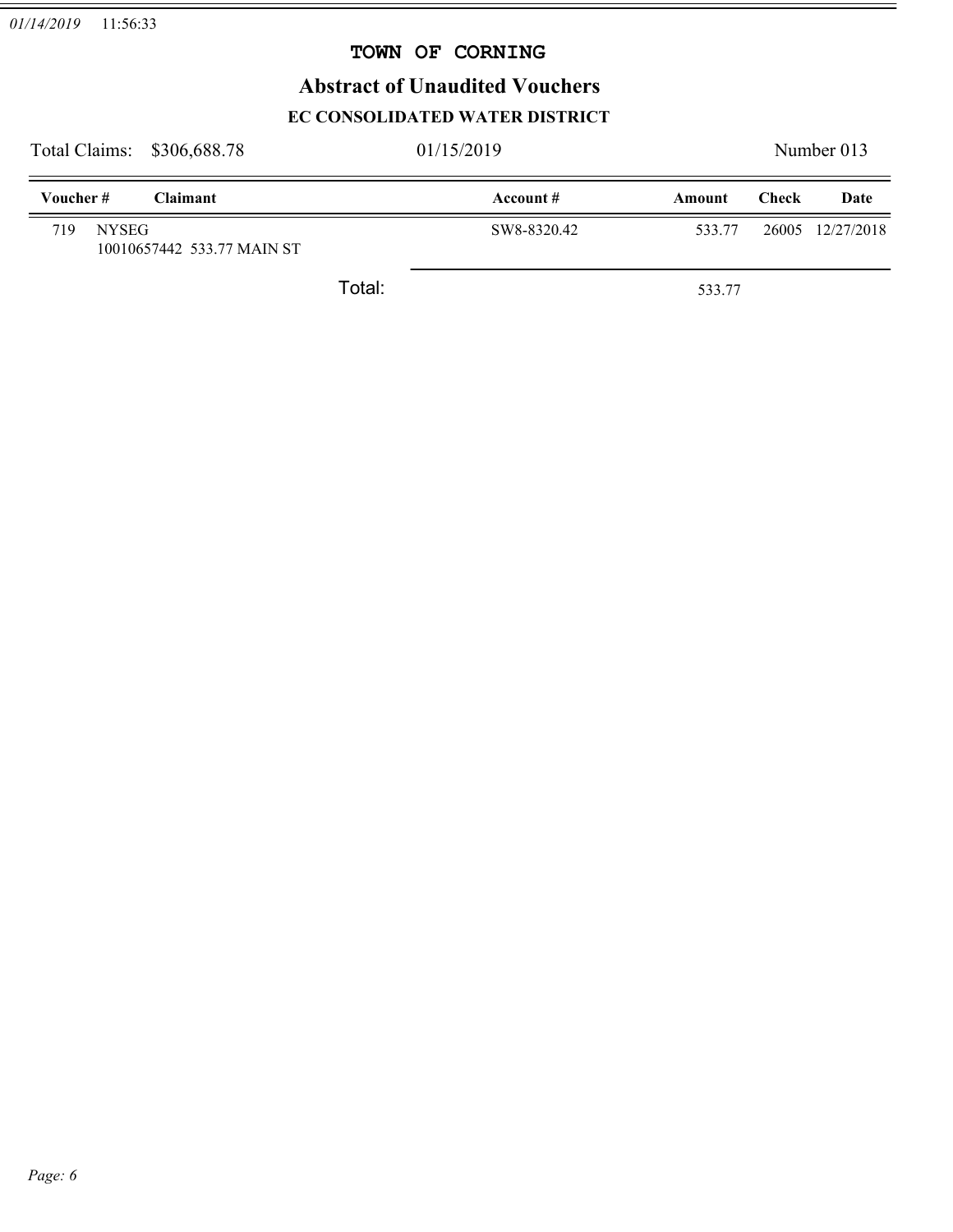# TOWN OF CORNING

## Abstract of Unaudited Vouchers

### EC CONSOLIDATED WATER DISTRICT

Total Claims: $306,688.78 | 01/15/2019 | Number 013

| Voucher # | Claimant | Account # | Amount | Check | Date |
|---|---|---|---|---|---|
| 719 | NYSEG<br>10010657442 533.77 MAIN ST | SW8-8320.42 | 533.77 | 26005 | 12/27/2018 |
| | Total: | | 533.77 | | |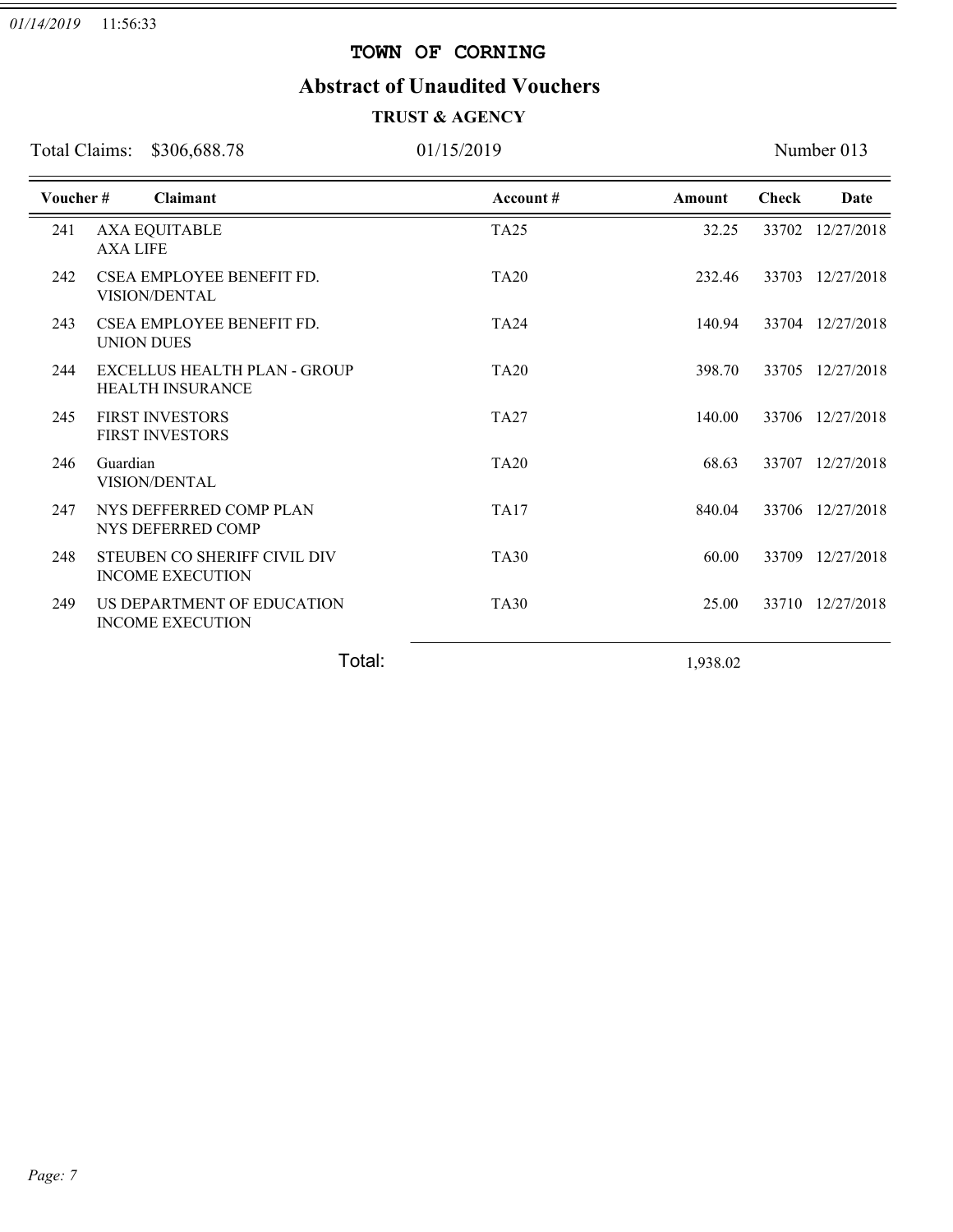# TOWN OF CORNING

## Abstract of Unaudited Vouchers

### TRUST & AGENCY

Total Claims: $306,688.78 01/15/2019 Number 013

| Voucher # | Claimant | Account # | Amount | Check | Date |
|---|---|---|---|---|---|
| 241 | AXA EQUITABLE<br>AXA LIFE | TA25 | 32.25 | 33702 | 12/27/2018 |
| 242 | CSEA EMPLOYEE BENEFIT FD.<br>VISION/DENTAL | TA20 | 232.46 | 33703 | 12/27/2018 |
| 243 | CSEA EMPLOYEE BENEFIT FD.<br>UNION DUES | TA24 | 140.94 | 33704 | 12/27/2018 |
| 244 | EXCELLUS HEALTH PLAN - GROUP<br>HEALTH INSURANCE | TA20 | 398.70 | 33705 | 12/27/2018 |
| 245 | FIRST INVESTORS<br>FIRST INVESTORS | TA27 | 140.00 | 33706 | 12/27/2018 |
| 246 | Guardian<br>VISION/DENTAL | TA20 | 68.63 | 33707 | 12/27/2018 |
| 247 | NYS DEFFERRED COMP PLAN<br>NYS DEFERRED COMP | TA17 | 840.04 | 33706 | 12/27/2018 |
| 248 | STEUBEN CO SHERIFF CIVIL DIV<br>INCOME EXECUTION | TA30 | 60.00 | 33709 | 12/27/2018 |
| 249 | US DEPARTMENT OF EDUCATION<br>INCOME EXECUTION | TA30 | 25.00 | 33710 | 12/27/2018 |
| | Total: | | 1,938.02 | | |